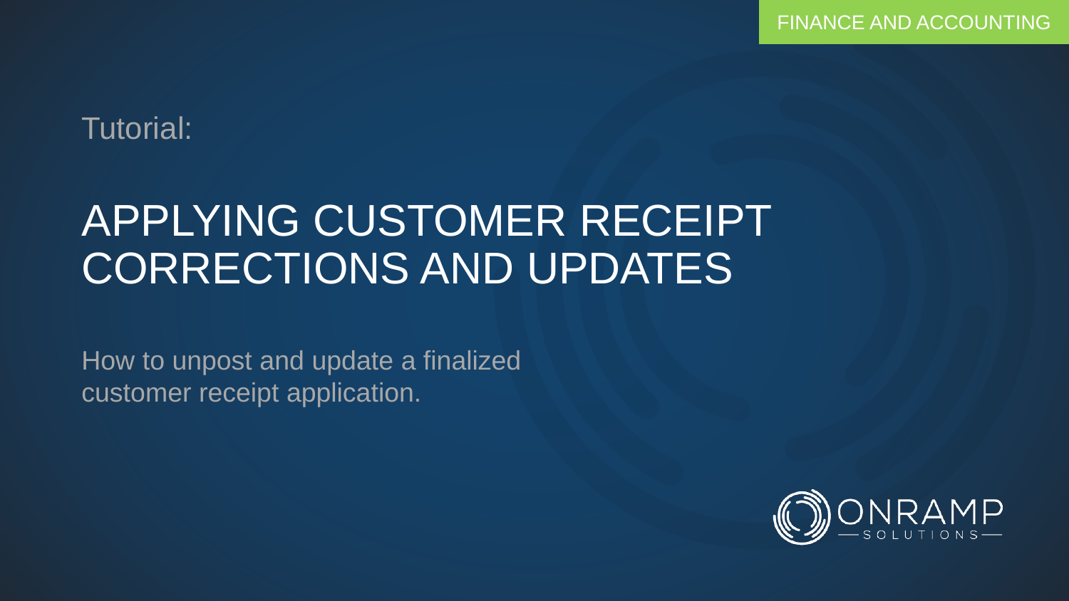FINANCE AND ACCOUNTING

Tutorial:

# APPLYING CUSTOMER RECEIPT CORRECTIONS AND UPDATES

How to unpost and update a finalized customer receipt application.

ONRAMP SOLUTIONS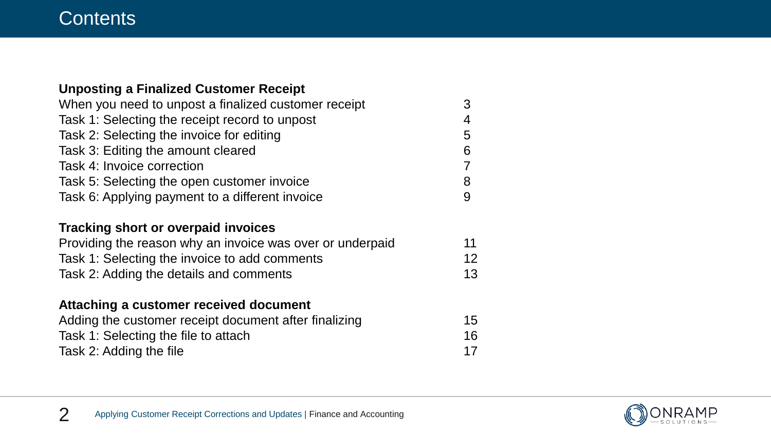# Contents

| **Unposting a Finalized Customer Receipt** | |
|---|---|
| When you need to unpost a finalized customer receipt | 3 |
| Task 1: Selecting the receipt record to unpost | 4 |
| Task 2: Selecting the invoice for editing | 5 |
| Task 3: Editing the amount cleared | 6 |
| Task 4: Invoice correction | 7 |
| Task 5: Selecting the open customer invoice | 8 |
| Task 6: Applying payment to a different invoice | 9 |
| **Tracking short or overpaid invoices** | |
| Providing the reason why an invoice was over or underpaid | 11 |
| Task 1: Selecting the invoice to add comments | 12 |
| Task 2: Adding the details and comments | 13 |
| **Attaching a customer received document** | |
| Adding the customer receipt document after finalizing | 15 |
| Task 1: Selecting the file to attach | 16 |
| Task 2: Adding the file | 17 |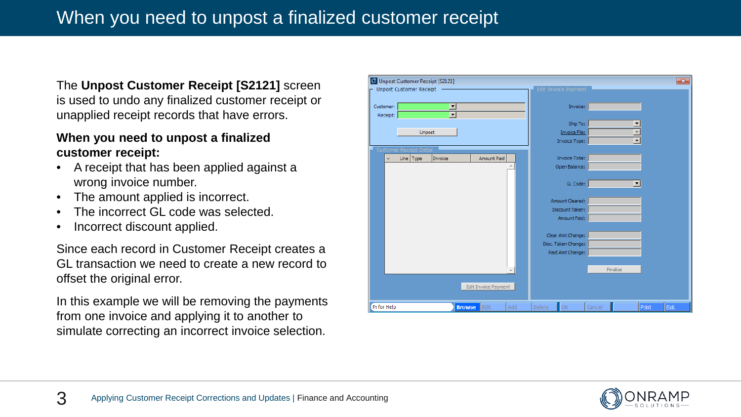# When you need to unpost a finalized customer receipt

The **Unpost Customer Receipt [S2121]** screen is used to undo any finalized customer receipt or unapplied receipt records that have errors.

**When you need to unpost a finalized customer receipt:**

- A receipt that has been applied against a wrong invoice number.
- The amount applied is incorrect.
- The incorrect GL code was selected.
- Incorrect discount applied.

Since each record in Customer Receipt creates a GL transaction we need to create a new record to offset the original error.

In this example we will be removing the payments from one invoice and applying it to another to simulate correcting an incorrect invoice selection.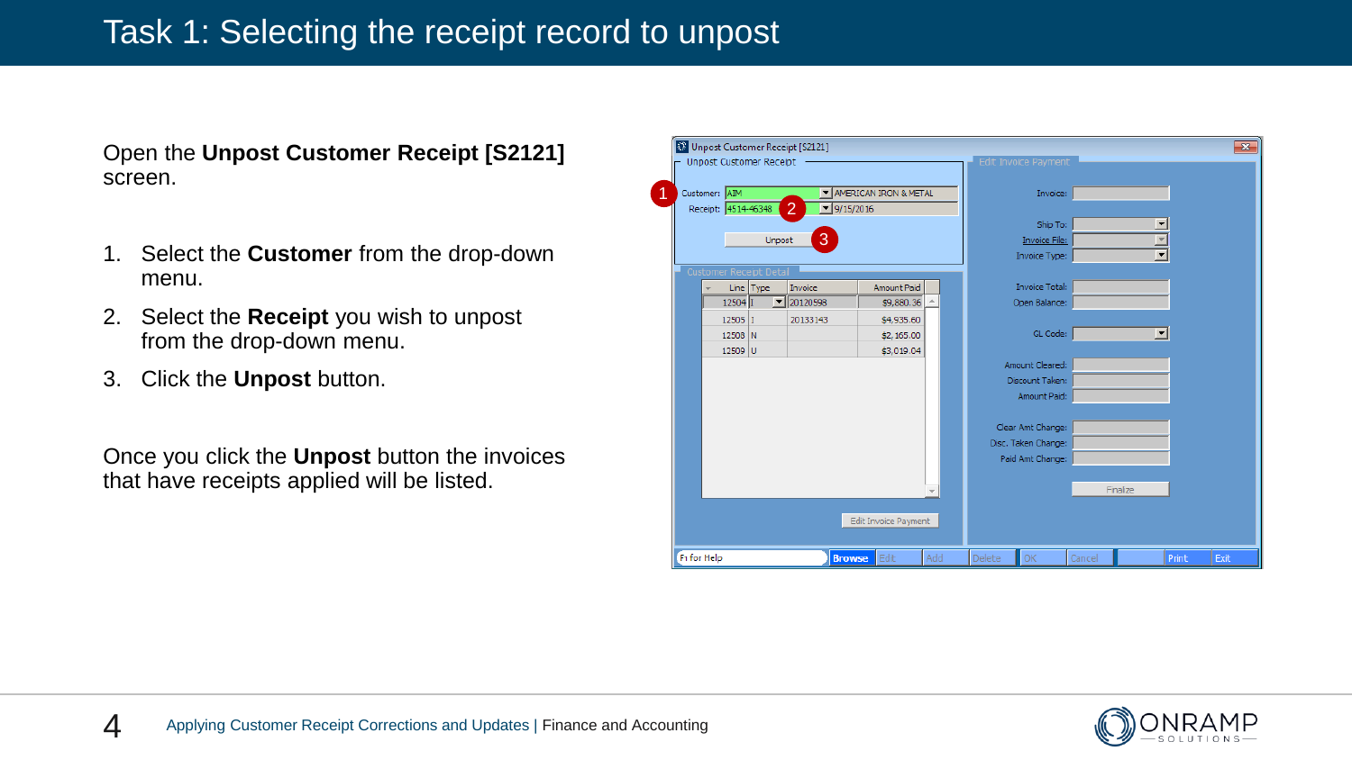# Task 1: Selecting the receipt record to unpost

Open the **Unpost Customer Receipt [S2121]** screen.

1. Select the **Customer** from the drop-down menu.
2. Select the **Receipt** you wish to unpost from the drop-down menu.
3. Click the **Unpost** button.

Once you click the **Unpost** button the invoices that have receipts applied will be listed.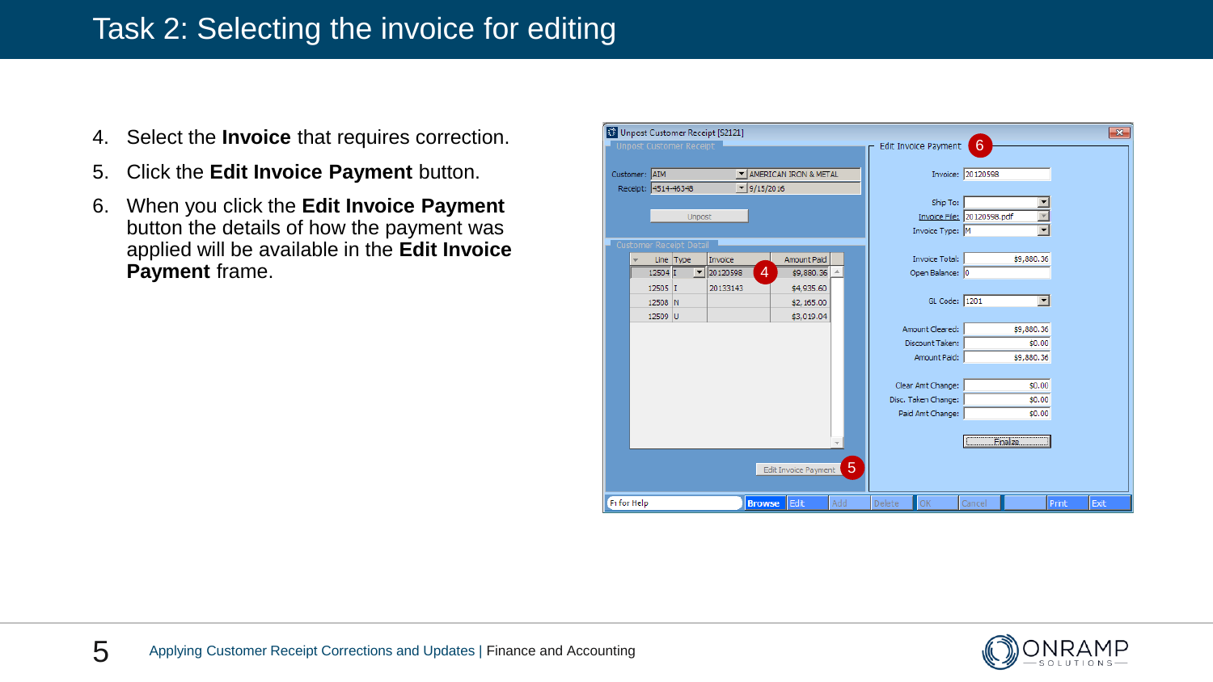# Task 2: Selecting the invoice for editing

4. Select the **Invoice** that requires correction.
5. Click the **Edit Invoice Payment** button.
6. When you click the **Edit Invoice Payment** button the details of how the payment was applied will be available in the **Edit Invoice Payment** frame.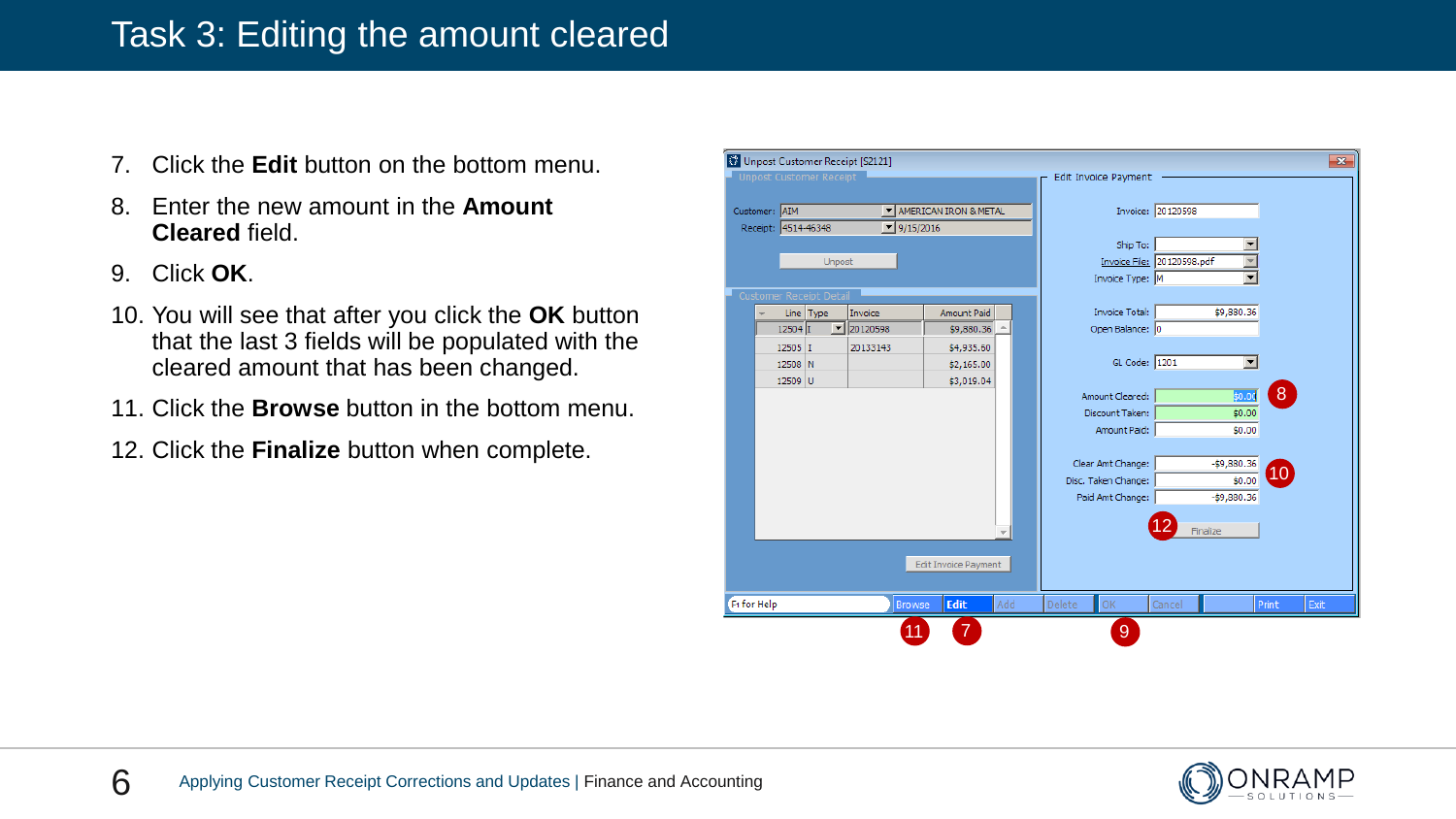# Task 3: Editing the amount cleared

7. Click the **Edit** button on the bottom menu.
8. Enter the new amount in the **Amount Cleared** field.
9. Click **OK**.
10. You will see that after you click the **OK** button that the last 3 fields will be populated with the cleared amount that has been changed.
11. Click the **Browse** button in the bottom menu.
12. Click the **Finalize** button when complete.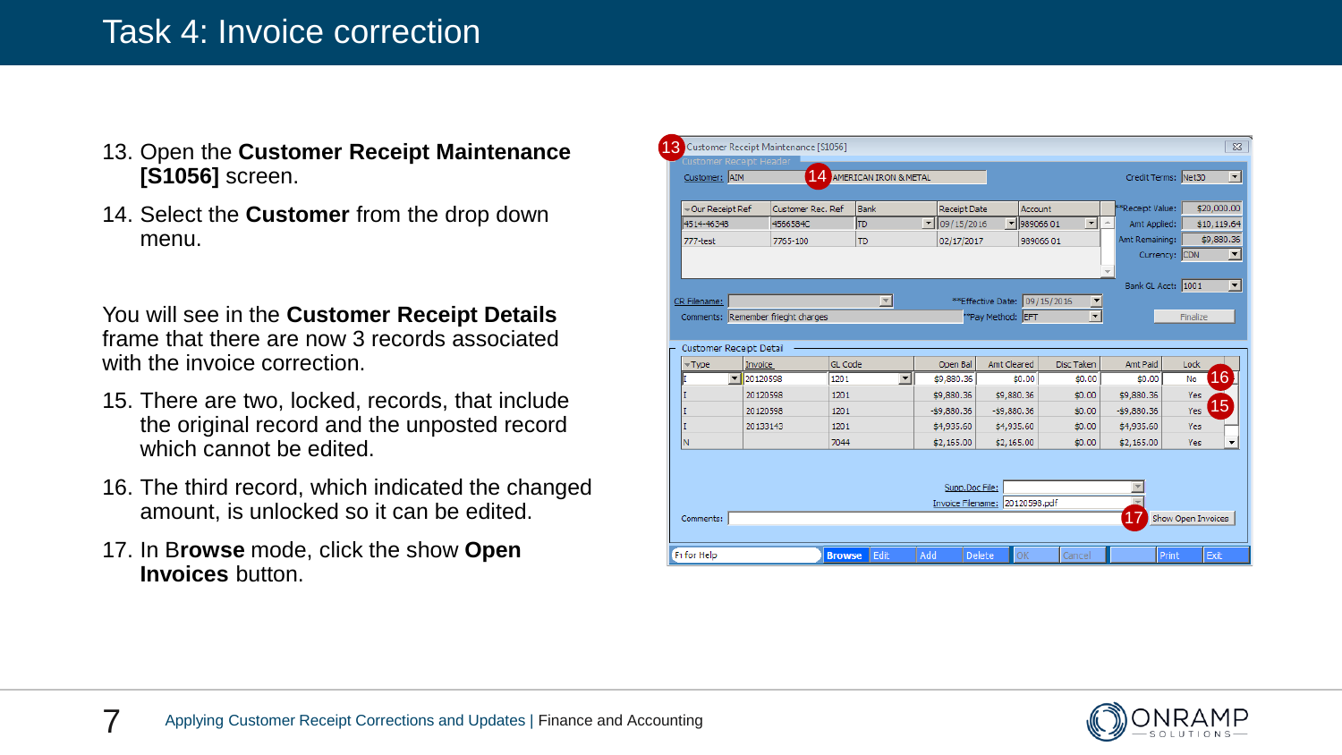# Task 4: Invoice correction

13. Open the **Customer Receipt Maintenance [S1056]** screen.
14. Select the **Customer** from the drop down menu.

You will see in the **Customer Receipt Details** frame that there are now 3 records associated with the invoice correction.

15. There are two, locked, records, that include the original record and the unposted record which cannot be edited.
16. The third record, which indicated the changed amount, is unlocked so it can be edited.
17. In B**rowse** mode, click the show **Open Invoices** button.

Customer Receipt Maintenance [S1056]

Customer Receipt Header

Customer: AIM — AMERICAN IRON & METAL

Credit Terms: Net30

| Our Receipt Ref | Customer Rec. Ref | Bank | Receipt Date | Account |
|---|---|---|---|---|
| 4514-46348 | 4566584C | TD | 09/15/2016 | 989066 01 |
| 777-test | 7765-100 | TD | 02/17/2017 | 989066 01 |

**Receipt Value: $20,000.00

Amt Applied: $10,119.64

Amt Remaining: $9,880.36

Currency: CDN

Bank GL Acct: 1001

CR Filename:

**Effective Date: 09/15/2016

Comments: Remember frieght charges

**Pay Method: EFT

Finalize

Customer Receipt Detail

| Type | Invoice | GL Code | Open Bal | Amt Cleared | Disc Taken | Amt Paid | Lock |
|---|---|---|---|---|---|---|---|
| I | 20120598 | 1201 | $9,880.36 | $0.00 | $0.00 | $0.00 | No |
| I | 20120598 | 1201 | $9,880.36 | $9,880.36 | $0.00 | $9,880.36 | Yes |
| I | 20120598 | 1201 | -$9,880.36 | -$9,880.36 | $0.00 | -$9,880.36 | Yes |
| I | 20133143 | 1201 | $4,935.60 | $4,935.60 | $0.00 | $4,935.60 | Yes |
| N | | 7044 | $2,165.00 | $2,165.00 | $0.00 | $2,165.00 | Yes |

Supp.Doc File:

Invoice Filename: 20120598.pdf

Comments:

Show Open Invoices

F1 for Help | Browse | Edit | Add | Delete | OK | Cancel | Print | Exit

Applying Customer Receipt Corrections and Updates | Finance and Accounting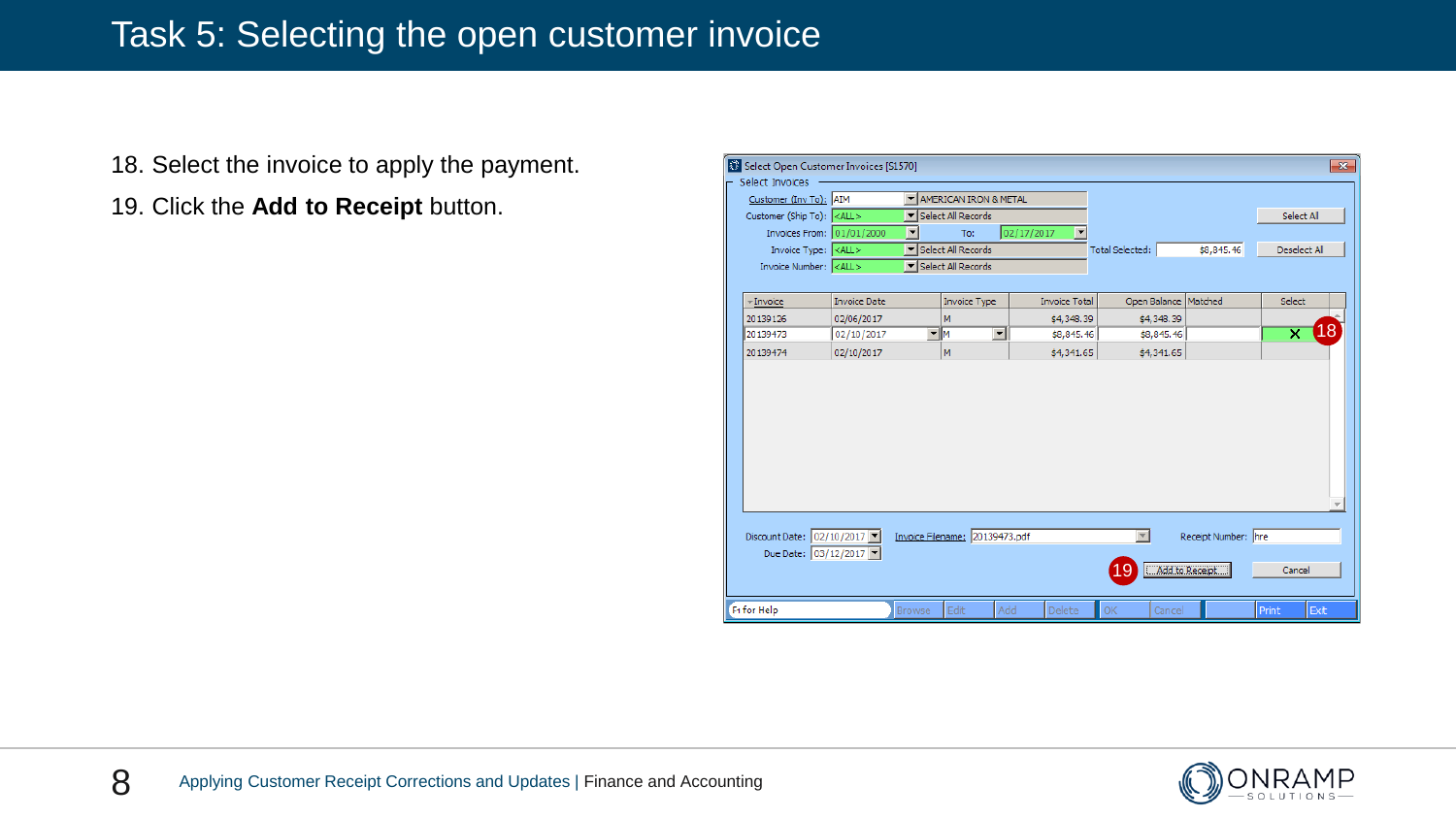# Task 5: Selecting the open customer invoice

18. Select the invoice to apply the payment.
19. Click the **Add to Receipt** button.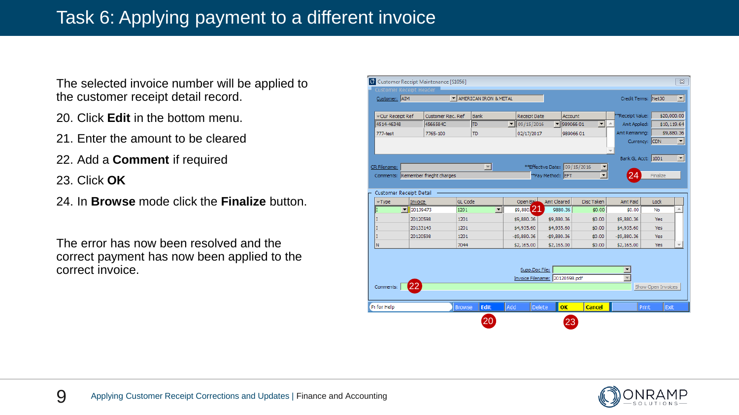# Task 6: Applying payment to a different invoice

The selected invoice number will be applied to the customer receipt detail record.

20. Click **Edit** in the bottom menu.
21. Enter the amount to be cleared
22. Add a **Comment** if required
23. Click **OK**
24. In **Browse** mode click the **Finalize** button.

The error has now been resolved and the correct payment has now been applied to the correct invoice.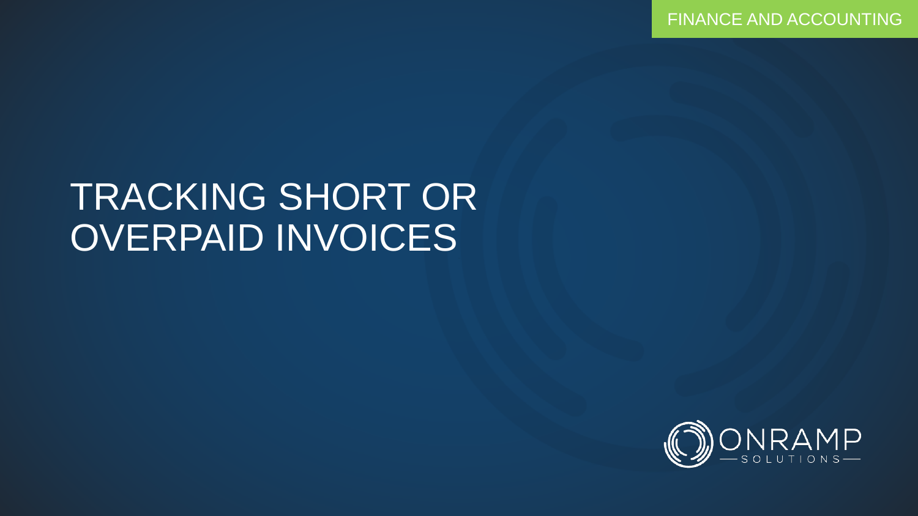FINANCE AND ACCOUNTING

# TRACKING SHORT OR OVERPAID INVOICES

ONRAMP SOLUTIONS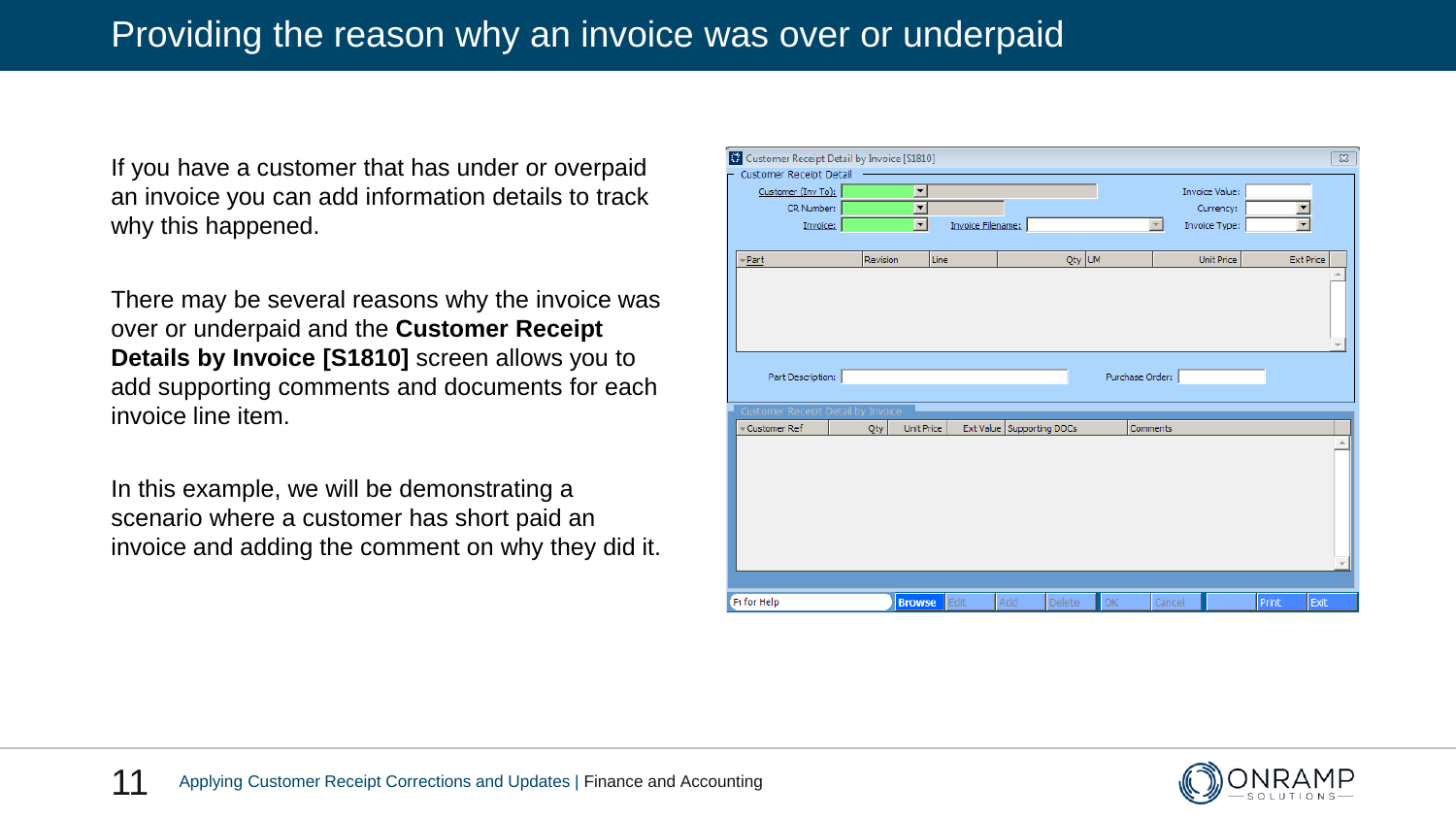# Providing the reason why an invoice was over or underpaid

If you have a customer that has under or overpaid an invoice you can add information details to track why this happened.

There may be several reasons why the invoice was over or underpaid and the **Customer Receipt Details by Invoice [S1810]** screen allows you to add supporting comments and documents for each invoice line item.

In this example, we will be demonstrating a scenario where a customer has short paid an invoice and adding the comment on why they did it.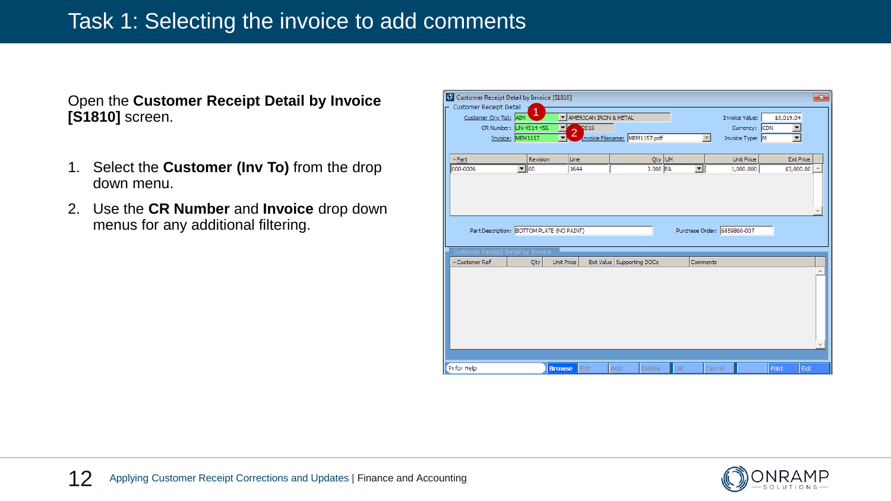# Task 1: Selecting the invoice to add comments

Open the **Customer Receipt Detail by Invoice [S1810]** screen.

1. Select the **Customer (Inv To)** from the drop down menu.
2. Use the **CR Number** and **Invoice** drop down menus for any additional filtering.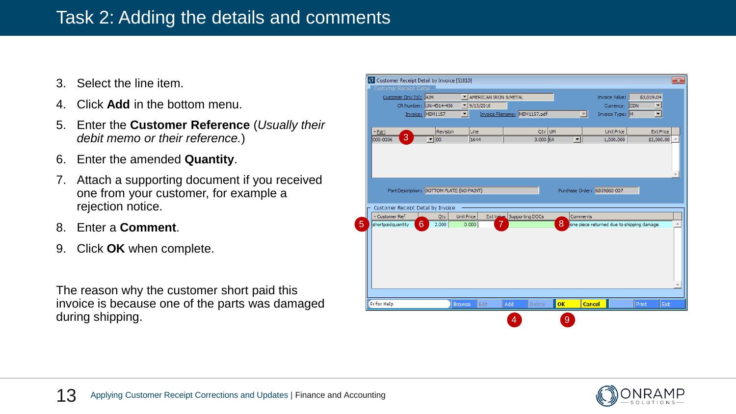# Task 2: Adding the details and comments

3. Select the line item.
4. Click **Add** in the bottom menu.
5. Enter the **Customer Reference** (*Usually their debit memo or their reference.*)
6. Enter the amended **Quantity**.
7. Attach a supporting document if you received one from your customer, for example a rejection notice.
8. Enter a **Comment**.
9. Click **OK** when complete.

The reason why the customer short paid this invoice is because one of the parts was damaged during shipping.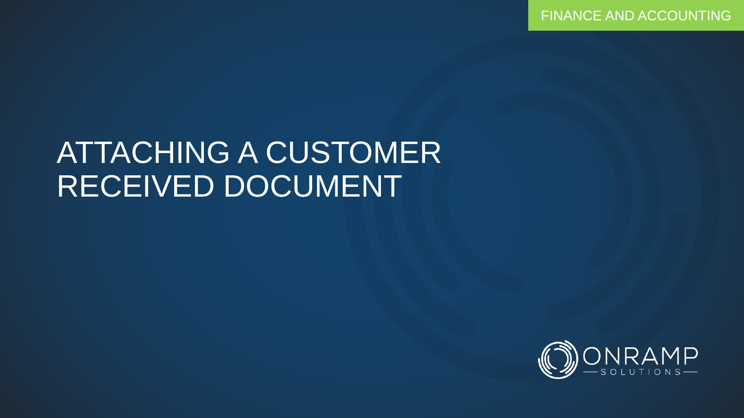FINANCE AND ACCOUNTING

# ATTACHING A CUSTOMER RECEIVED DOCUMENT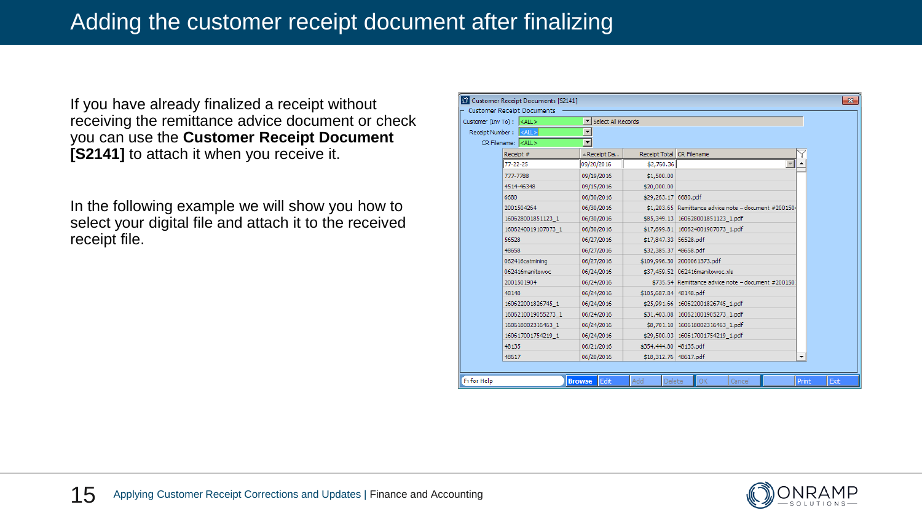# Adding the customer receipt document after finalizing

If you have already finalized a receipt without receiving the remittance advice document or check you can use the **Customer Receipt Document [S2141]** to attach it when you receive it.

In the following example we will show you how to select your digital file and attach it to the received receipt file.

Customer Receipt Documents [S2141]

Customer Receipt Documents

Customer (Inv To) : <ALL> Select All Records

Receipt Number : <ALL>

CR Filename: <ALL>

| Receipt # | Receipt Da.. | Receipt Total | CR Filename |
|---|---|---|---|
| 77-22-25 | 09/20/2016 | $2,760.36 | |
| 777-7788 | 09/19/2016 | $1,500.00 | |
| 4514-46348 | 09/15/2016 | $20,000.00 | |
| 6680 | 06/30/2016 | $29,263.17 | 6680.pdf |
| 2001504264 | 06/30/2016 | $1,203.65 | Remittance advice note - document #200150 |
| 160628001851123_1 | 06/30/2016 | $85,349.13 | 160628001851123_1.pdf |
| 160624001907073_1 | 06/30/2016 | $17,699.81 | 160624001907073_1.pdf |
| 56528 | 06/27/2016 | $17,847.33 | 56528.pdf |
| 48658 | 06/27/2016 | $32,385.37 | 48658.pdf |
| 062416catmining | 06/27/2016 | $109,996.30 | 2000061373.pdf |
| 062416manitowoc | 06/24/2016 | $37,459.52 | 062416manitowoc.xls |
| 2001501904 | 06/24/2016 | $735.54 | Remittance advice note - document #200150 |
| 48148 | 06/24/2016 | $105,687.84 | 48148.pdf |
| 160622001826745_1 | 06/24/2016 | $25,991.66 | 160622001826745_1.pdf |
| 160621001905273_1 | 06/24/2016 | $31,403.08 | 160621001905273_1.pdf |
| 160618002316463_1 | 06/24/2016 | $8,701.10 | 160618002316463_1.pdf |
| 160617001754219_1 | 06/24/2016 | $29,500.03 | 160617001754219_1.pdf |
| 48135 | 06/21/2016 | $354,444.80 | 48135.pdf |
| 48617 | 06/20/2016 | $18,312.76 | 48617.pdf |

F1 for Help | Browse | Edit | Add | Delete | OK | Cancel | Print | Exit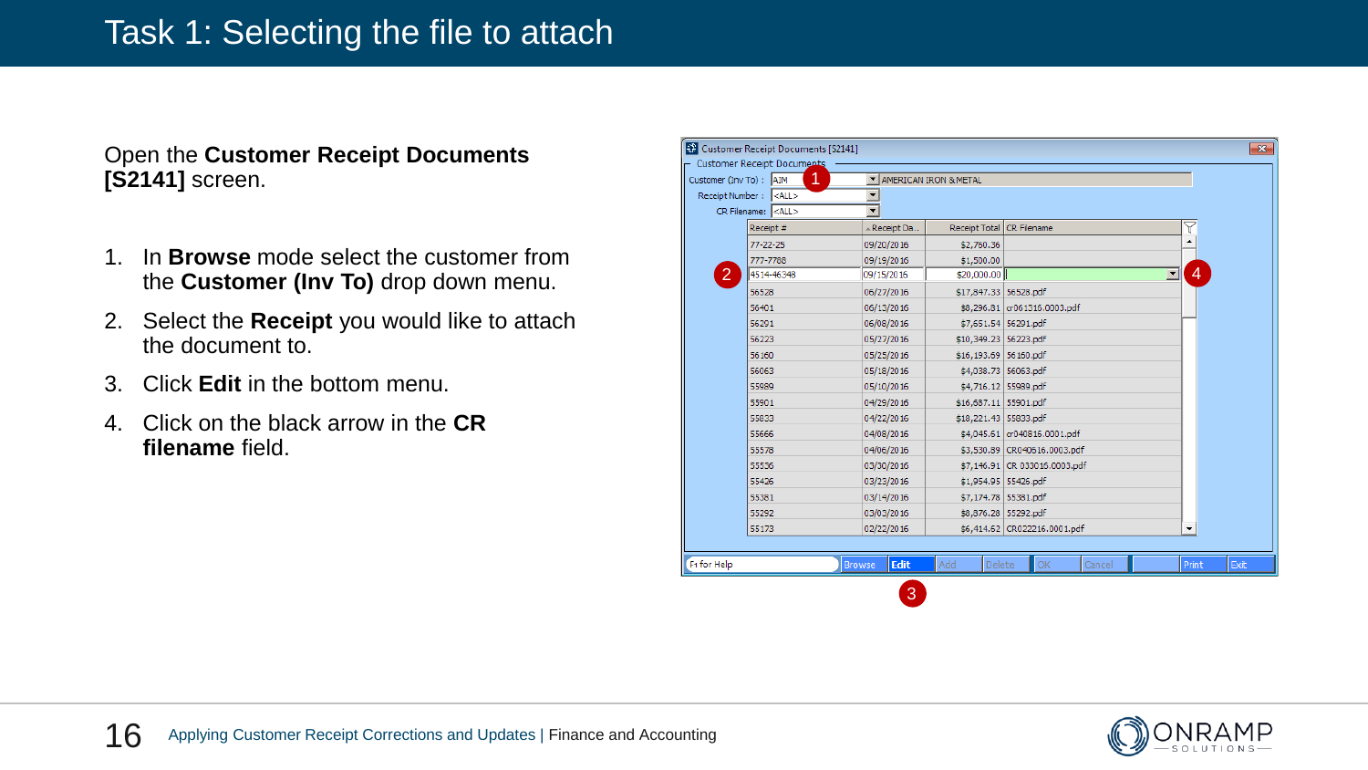# Task 1: Selecting the file to attach

Open the **Customer Receipt Documents [S2141]** screen.

1. In **Browse** mode select the customer from the **Customer (Inv To)** drop down menu.
2. Select the **Receipt** you would like to attach the document to.
3. Click **Edit** in the bottom menu.
4. Click on the black arrow in the **CR filename** field.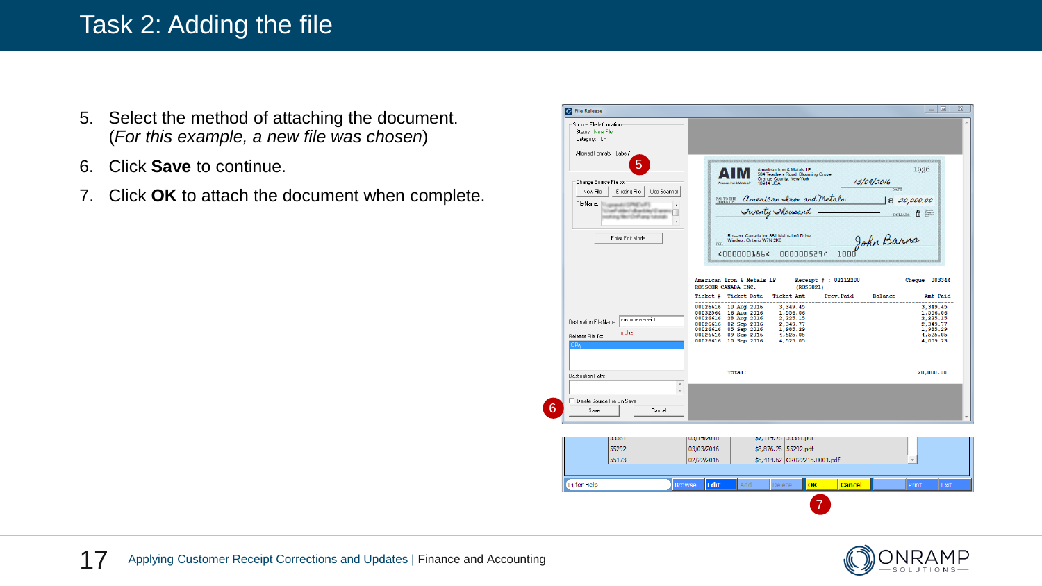# Task 2: Adding the file

5. Select the method of attaching the document. (*For this example, a new file was chosen*)
6. Click **Save** to continue.
7. Click **OK** to attach the document when complete.